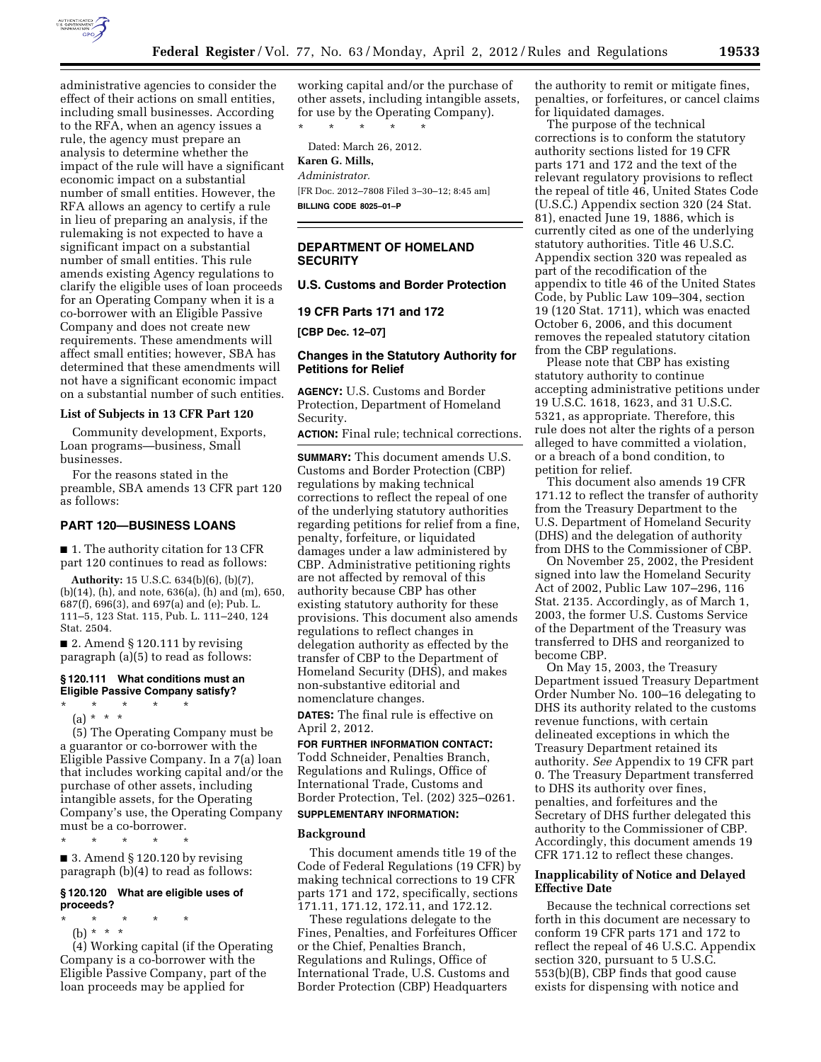administrative agencies to consider the effect of their actions on small entities, including small businesses. According to the RFA, when an agency issues a rule, the agency must prepare an analysis to determine whether the impact of the rule will have a significant economic impact on a substantial number of small entities. However, the RFA allows an agency to certify a rule in lieu of preparing an analysis, if the rulemaking is not expected to have a significant impact on a substantial number of small entities. This rule amends existing Agency regulations to clarify the eligible uses of loan proceeds for an Operating Company when it is a co-borrower with an Eligible Passive Company and does not create new requirements. These amendments will affect small entities; however, SBA has determined that these amendments will not have a significant economic impact on a substantial number of such entities.

### List of Subjects in 13 CFR Part 120

Community development, Exports, Loan programs—business, Small businesses.

For the reasons stated in the preamble, SBA amends 13 CFR part 120 as follows:

## PART 120—BUSINESS LOANS

■ 1. The authority citation for 13 CFR part 120 continues to read as follows:

**Authority:** 15 U.S.C. 634(b)(6), (b)(7), (b)(14), (h), and note, 636(a), (h) and (m), 650, 687(f), 696(3), and 697(a) and (e); Pub. L. 111–5, 123 Stat. 115, Pub. L. 111–240, 124 Stat. 2504.

■ 2. Amend § 120.111 by revising paragraph (a)(5) to read as follows:

### § 120.111 What conditions must an Eligible Passive Company satisfy?

\* \* \* \* \*

(a) \* \* \*

(5) The Operating Company must be a guarantor or co-borrower with the Eligible Passive Company. In a 7(a) loan that includes working capital and/or the purchase of other assets, including intangible assets, for the Operating Company's use, the Operating Company must be a co-borrower.

\* \* \* \* \*

■ 3. Amend § 120.120 by revising paragraph (b)(4) to read as follows:

### § 120.120 What are eligible uses of proceeds?

\* \* \* \* \*

(b) \* \* \*

(4) Working capital (if the Operating Company is a co-borrower with the Eligible Passive Company, part of the loan proceeds may be applied for working capital and/or the purchase of other assets, including intangible assets, for use by the Operating Company).

\* \* \* \* \*

Dated: March 26, 2012.

**Karen G. Mills,**

*Administrator.*

[FR Doc. 2012–7808 Filed 3–30–12; 8:45 am]

**BILLING CODE 8025–01–P**

---

## DEPARTMENT OF HOMELAND SECURITY

## U.S. Customs and Border Protection

## 19 CFR Parts 171 and 172

**[CBP Dec. 12–07]**

## Changes in the Statutory Authority for Petitions for Relief

**AGENCY:** U.S. Customs and Border Protection, Department of Homeland Security.

**ACTION:** Final rule; technical corrections.

**SUMMARY:** This document amends U.S. Customs and Border Protection (CBP) regulations by making technical corrections to reflect the repeal of one of the underlying statutory authorities regarding petitions for relief from a fine, penalty, forfeiture, or liquidated damages under a law administered by CBP. Administrative petitioning rights are not affected by removal of this authority because CBP has other existing statutory authority for these provisions. This document also amends regulations to reflect changes in delegation authority as effected by the transfer of CBP to the Department of Homeland Security (DHS), and makes non-substantive editorial and nomenclature changes.

**DATES:** The final rule is effective on April 2, 2012.

**FOR FURTHER INFORMATION CONTACT:** Todd Schneider, Penalties Branch, Regulations and Rulings, Office of International Trade, Customs and Border Protection, Tel. (202) 325–0261.

**SUPPLEMENTARY INFORMATION:**

### Background

This document amends title 19 of the Code of Federal Regulations (19 CFR) by making technical corrections to 19 CFR parts 171 and 172, specifically, sections 171.11, 171.12, 172.11, and 172.12.

These regulations delegate to the Fines, Penalties, and Forfeitures Officer or the Chief, Penalties Branch, Regulations and Rulings, Office of International Trade, U.S. Customs and Border Protection (CBP) Headquarters the authority to remit or mitigate fines, penalties, or forfeitures, or cancel claims for liquidated damages.

The purpose of the technical corrections is to conform the statutory authority sections listed for 19 CFR parts 171 and 172 and the text of the relevant regulatory provisions to reflect the repeal of title 46, United States Code (U.S.C.) Appendix section 320 (24 Stat. 81), enacted June 19, 1886, which is currently cited as one of the underlying statutory authorities. Title 46 U.S.C. Appendix section 320 was repealed as part of the recodification of the appendix to title 46 of the United States Code, by Public Law 109–304, section 19 (120 Stat. 1711), which was enacted October 6, 2006, and this document removes the repealed statutory citation from the CBP regulations.

Please note that CBP has existing statutory authority to continue accepting administrative petitions under 19 U.S.C. 1618, 1623, and 31 U.S.C. 5321, as appropriate. Therefore, this rule does not alter the rights of a person alleged to have committed a violation, or a breach of a bond condition, to petition for relief.

This document also amends 19 CFR 171.12 to reflect the transfer of authority from the Treasury Department to the U.S. Department of Homeland Security (DHS) and the delegation of authority from DHS to the Commissioner of CBP.

On November 25, 2002, the President signed into law the Homeland Security Act of 2002, Public Law 107–296, 116 Stat. 2135. Accordingly, as of March 1, 2003, the former U.S. Customs Service of the Department of the Treasury was transferred to DHS and reorganized to become CBP.

On May 15, 2003, the Treasury Department issued Treasury Department Order Number No. 100–16 delegating to DHS its authority related to the customs revenue functions, with certain delineated exceptions in which the Treasury Department retained its authority. *See* Appendix to 19 CFR part 0. The Treasury Department transferred to DHS its authority over fines, penalties, and forfeitures and the Secretary of DHS further delegated this authority to the Commissioner of CBP. Accordingly, this document amends 19 CFR 171.12 to reflect these changes.

### Inapplicability of Notice and Delayed Effective Date

Because the technical corrections set forth in this document are necessary to conform 19 CFR parts 171 and 172 to reflect the repeal of 46 U.S.C. Appendix section 320, pursuant to 5 U.S.C. 553(b)(B), CBP finds that good cause exists for dispensing with notice and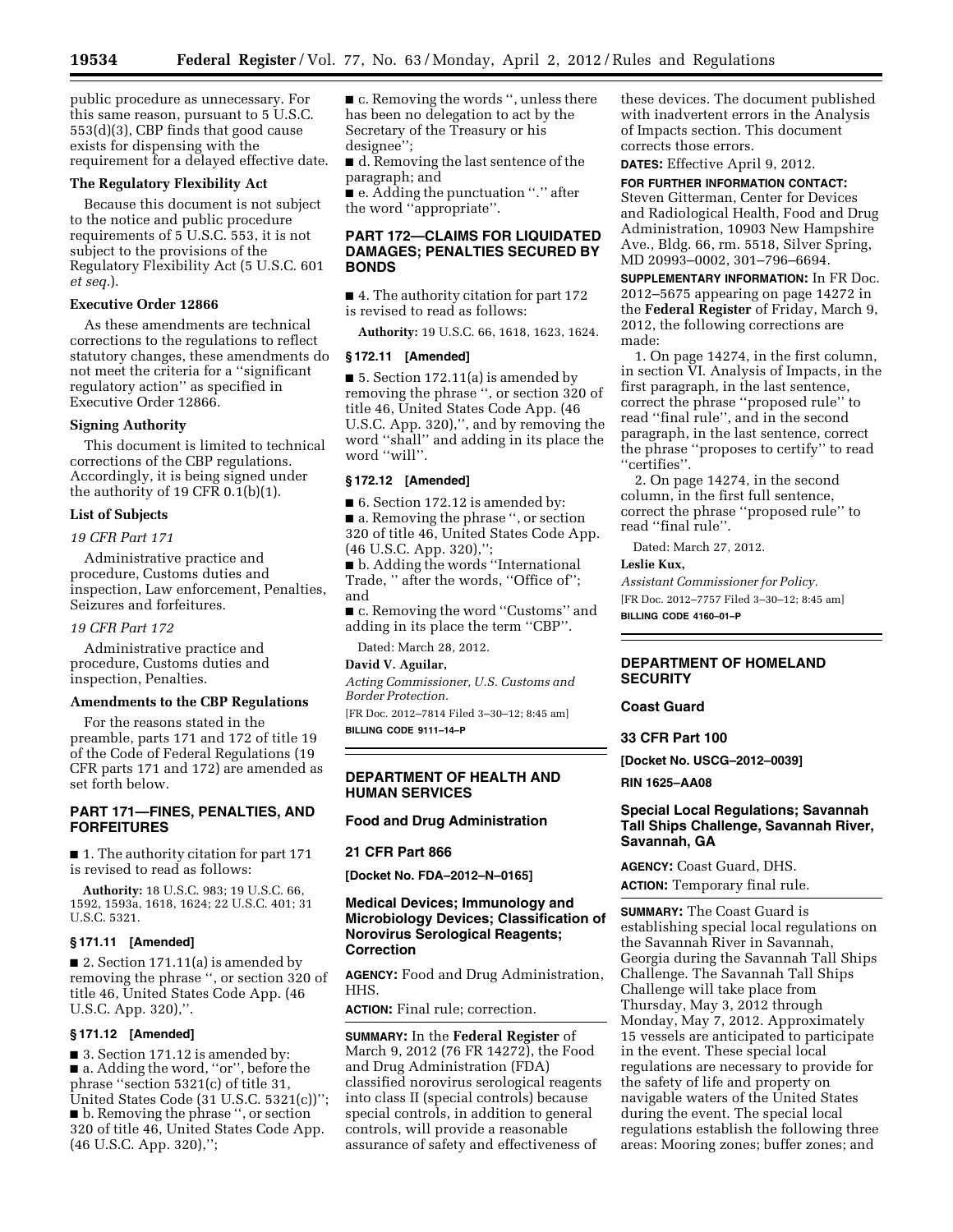public procedure as unnecessary. For this same reason, pursuant to 5 U.S.C. 553(d)(3), CBP finds that good cause exists for dispensing with the requirement for a delayed effective date.

### The Regulatory Flexibility Act

Because this document is not subject to the notice and public procedure requirements of 5 U.S.C. 553, it is not subject to the provisions of the Regulatory Flexibility Act (5 U.S.C. 601 *et seq.*).

### Executive Order 12866

As these amendments are technical corrections to the regulations to reflect statutory changes, these amendments do not meet the criteria for a ''significant regulatory action'' as specified in Executive Order 12866.

### Signing Authority

This document is limited to technical corrections of the CBP regulations. Accordingly, it is being signed under the authority of 19 CFR 0.1(b)(1).

### List of Subjects

*19 CFR Part 171*

Administrative practice and procedure, Customs duties and inspection, Law enforcement, Penalties, Seizures and forfeitures.

*19 CFR Part 172*

Administrative practice and procedure, Customs duties and inspection, Penalties.

### Amendments to the CBP Regulations

For the reasons stated in the preamble, parts 171 and 172 of title 19 of the Code of Federal Regulations (19 CFR parts 171 and 172) are amended as set forth below.

## PART 171—FINES, PENALTIES, AND FORFEITURES

■ 1. The authority citation for part 171 is revised to read as follows:

**Authority:** 18 U.S.C. 983; 19 U.S.C. 66, 1592, 1593a, 1618, 1624; 22 U.S.C. 401; 31 U.S.C. 5321.

### § 171.11 [Amended]

■ 2. Section 171.11(a) is amended by removing the phrase '', or section 320 of title 46, United States Code App. (46 U.S.C. App. 320),''.

### § 171.12 [Amended]

■ 3. Section 171.12 is amended by:

■ a. Adding the word, ''or'', before the phrase ''section 5321(c) of title 31, United States Code (31 U.S.C. 5321(c))'';

■ b. Removing the phrase '', or section 320 of title 46, United States Code App. (46 U.S.C. App. 320),'';

■ c. Removing the words '', unless there has been no delegation to act by the Secretary of the Treasury or his designee'';

■ d. Removing the last sentence of the paragraph; and

■ e. Adding the punctuation ''.'' after the word ''appropriate''.

## PART 172—CLAIMS FOR LIQUIDATED DAMAGES; PENALTIES SECURED BY BONDS

■ 4. The authority citation for part 172 is revised to read as follows:

**Authority:** 19 U.S.C. 66, 1618, 1623, 1624.

### § 172.11 [Amended]

■ 5. Section 172.11(a) is amended by removing the phrase '', or section 320 of title 46, United States Code App. (46 U.S.C. App. 320),'', and by removing the word ''shall'' and adding in its place the word ''will''.

### § 172.12 [Amended]

■ 6. Section 172.12 is amended by:

■ a. Removing the phrase '', or section 320 of title 46, United States Code App. (46 U.S.C. App. 320),'';

■ b. Adding the words ''International Trade, '' after the words, ''Office of''; and

■ c. Removing the word ''Customs'' and adding in its place the term ''CBP''.

Dated: March 28, 2012.

**David V. Aguilar,**

*Acting Commissioner, U.S. Customs and Border Protection.*

[FR Doc. 2012–7814 Filed 3–30–12; 8:45 am]

**BILLING CODE 9111–14–P**

---

## DEPARTMENT OF HEALTH AND HUMAN SERVICES

### Food and Drug Administration

### 21 CFR Part 866

**[Docket No. FDA–2012–N–0165]**

### Medical Devices; Immunology and Microbiology Devices; Classification of Norovirus Serological Reagents; Correction

**AGENCY:** Food and Drug Administration, HHS.

**ACTION:** Final rule; correction.

**SUMMARY:** In the **Federal Register** of March 9, 2012 (76 FR 14272), the Food and Drug Administration (FDA) classified norovirus serological reagents into class II (special controls) because special controls, in addition to general controls, will provide a reasonable assurance of safety and effectiveness of these devices. The document published with inadvertent errors in the Analysis of Impacts section. This document corrects those errors.

**DATES:** Effective April 9, 2012.

**FOR FURTHER INFORMATION CONTACT:** Steven Gitterman, Center for Devices and Radiological Health, Food and Drug Administration, 10903 New Hampshire Ave., Bldg. 66, rm. 5518, Silver Spring, MD 20993–0002, 301–796–6694.

**SUPPLEMENTARY INFORMATION:** In FR Doc. 2012–5675 appearing on page 14272 in the **Federal Register** of Friday, March 9, 2012, the following corrections are made:

1. On page 14274, in the first column, in section VI. Analysis of Impacts, in the first paragraph, in the last sentence, correct the phrase ''proposed rule'' to read ''final rule'', and in the second paragraph, in the last sentence, correct the phrase ''proposes to certify'' to read ''certifies''.

2. On page 14274, in the second column, in the first full sentence, correct the phrase ''proposed rule'' to read ''final rule''.

Dated: March 27, 2012.

**Leslie Kux,**

*Assistant Commissioner for Policy.*

[FR Doc. 2012–7757 Filed 3–30–12; 8:45 am]

**BILLING CODE 4160–01–P**

---

## DEPARTMENT OF HOMELAND SECURITY

### Coast Guard

### 33 CFR Part 100

**[Docket No. USCG–2012–0039]**

**RIN 1625–AA08**

### Special Local Regulations; Savannah Tall Ships Challenge, Savannah River, Savannah, GA

**AGENCY:** Coast Guard, DHS.

**ACTION:** Temporary final rule.

**SUMMARY:** The Coast Guard is establishing special local regulations on the Savannah River in Savannah, Georgia during the Savannah Tall Ships Challenge. The Savannah Tall Ships Challenge will take place from Thursday, May 3, 2012 through Monday, May 7, 2012. Approximately 15 vessels are anticipated to participate in the event. These special local regulations are necessary to provide for the safety of life and property on navigable waters of the United States during the event. The special local regulations establish the following three areas: Mooring zones; buffer zones; and